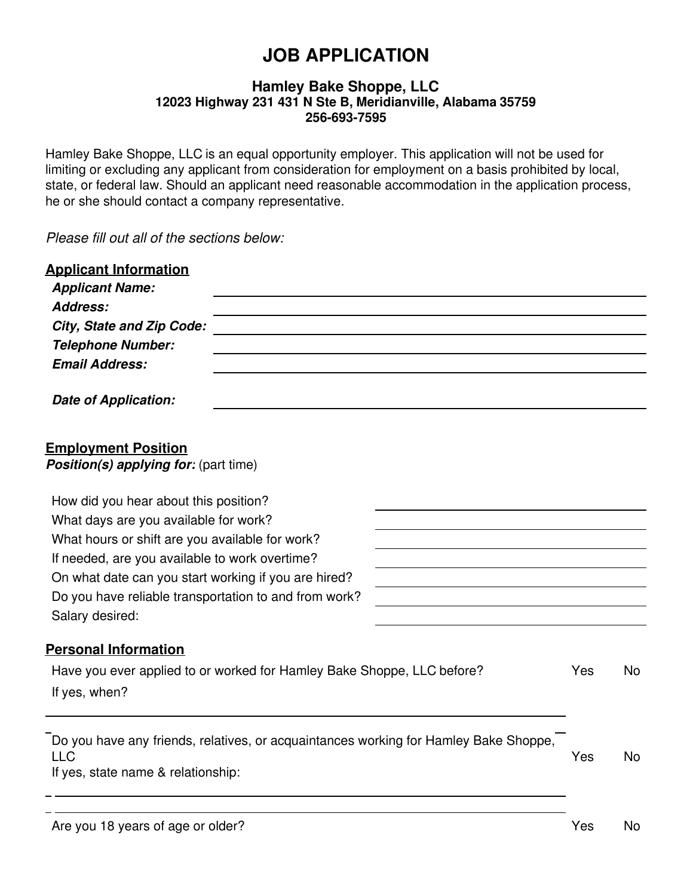# JOB APPLICATION

## Hamley Bake Shoppe, LLC

**12023 Highway 231 431 N Ste B, Meridianville, Alabama 35759**
**256-693-7595**

Hamley Bake Shoppe, LLC is an equal opportunity employer. This application will not be used for limiting or excluding any applicant from consideration for employment on a basis prohibited by local, state, or federal law. Should an applicant need reasonable accommodation in the application process, he or she should contact a company representative.

*Please fill out all of the sections below:*

### Applicant Information

***Applicant Name:*** ______________________________

***Address:*** ______________________________

***City, State and Zip Code:*** ______________________________

***Telephone Number:*** ______________________________

***Email Address:*** ______________________________

***Date of Application:*** ______________________________

### Employment Position

***Position(s) applying for:*** (part time)

How did you hear about this position? ______________________________

What days are you available for work? ______________________________

What hours or shift are you available for work? ______________________________

If needed, are you available to work overtime? ______________________________

On what date can you start working if you are hired? ______________________________

Do you have reliable transportation to and from work? ______________________________

Salary desired: ______________________________

### Personal Information

Have you ever applied to or worked for Hamley Bake Shoppe, LLC before? Yes No

If yes, when?

______________________________

Do you have any friends, relatives, or acquaintances working for Hamley Bake Shoppe, LLC Yes No

If yes, state name & relationship:

______________________________

______________________________

Are you 18 years of age or older? Yes No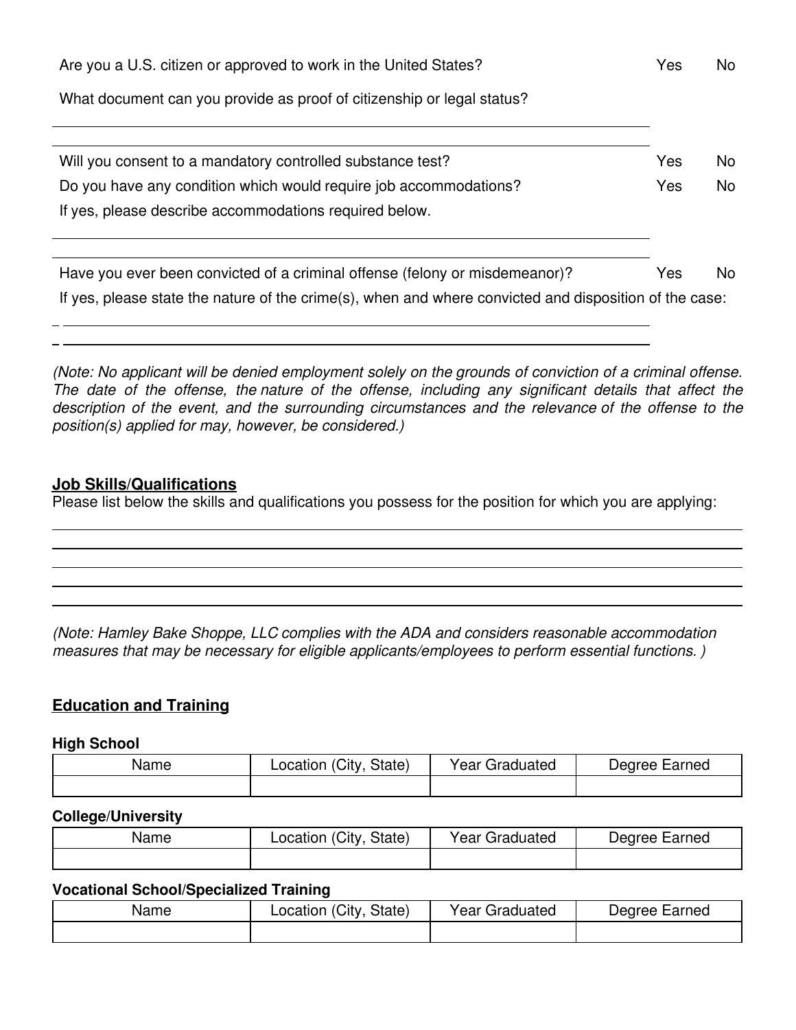Are you a U.S. citizen or approved to work in the United States? Yes No

What document can you provide as proof of citizenship or legal status?

\_\_\_\_\_\_\_\_\_\_\_\_\_\_\_\_\_\_\_\_\_\_\_\_\_\_\_\_\_\_\_\_\_\_\_\_\_\_\_\_\_\_\_\_\_\_\_\_\_\_\_\_\_\_\_\_\_\_\_\_\_\_\_\_\_\_\_\_\_\_\_\_\_\_

Will you consent to a mandatory controlled substance test? Yes No

Do you have any condition which would require job accommodations? Yes No

If yes, please describe accommodations required below.

\_\_\_\_\_\_\_\_\_\_\_\_\_\_\_\_\_\_\_\_\_\_\_\_\_\_\_\_\_\_\_\_\_\_\_\_\_\_\_\_\_\_\_\_\_\_\_\_\_\_\_\_\_\_\_\_\_\_\_\_\_\_\_\_\_\_\_\_\_\_\_\_\_\_

Have you ever been convicted of a criminal offense (felony or misdemeanor)? Yes No

If yes, please state the nature of the crime(s), when and where convicted and disposition of the case:

\_\_\_\_\_\_\_\_\_\_\_\_\_\_\_\_\_\_\_\_\_\_\_\_\_\_\_\_\_\_\_\_\_\_\_\_\_\_\_\_\_\_\_\_\_\_\_\_\_\_\_\_\_\_\_\_\_\_\_\_\_\_\_\_\_\_\_\_\_\_\_\_\_\_

\_\_\_\_\_\_\_\_\_\_\_\_\_\_\_\_\_\_\_\_\_\_\_\_\_\_\_\_\_\_\_\_\_\_\_\_\_\_\_\_\_\_\_\_\_\_\_\_\_\_\_\_\_\_\_\_\_\_\_\_\_\_\_\_\_\_\_\_\_\_\_\_\_\_

*(Note: No applicant will be denied employment solely on the grounds of conviction of a criminal offense. The date of the offense, the nature of the offense, including any significant details that affect the description of the event, and the surrounding circumstances and the relevance of the offense to the position(s) applied for may, however, be considered.)*

## Job Skills/Qualifications

Please list below the skills and qualifications you possess for the position for which you are applying:

\_\_\_\_\_\_\_\_\_\_\_\_\_\_\_\_\_\_\_\_\_\_\_\_\_\_\_\_\_\_\_\_\_\_\_\_\_\_\_\_\_\_\_\_\_\_\_\_\_\_\_\_\_\_\_\_\_\_\_\_\_\_\_\_\_\_\_\_\_\_\_\_\_\_

\_\_\_\_\_\_\_\_\_\_\_\_\_\_\_\_\_\_\_\_\_\_\_\_\_\_\_\_\_\_\_\_\_\_\_\_\_\_\_\_\_\_\_\_\_\_\_\_\_\_\_\_\_\_\_\_\_\_\_\_\_\_\_\_\_\_\_\_\_\_\_\_\_\_

\_\_\_\_\_\_\_\_\_\_\_\_\_\_\_\_\_\_\_\_\_\_\_\_\_\_\_\_\_\_\_\_\_\_\_\_\_\_\_\_\_\_\_\_\_\_\_\_\_\_\_\_\_\_\_\_\_\_\_\_\_\_\_\_\_\_\_\_\_\_\_\_\_\_

\_\_\_\_\_\_\_\_\_\_\_\_\_\_\_\_\_\_\_\_\_\_\_\_\_\_\_\_\_\_\_\_\_\_\_\_\_\_\_\_\_\_\_\_\_\_\_\_\_\_\_\_\_\_\_\_\_\_\_\_\_\_\_\_\_\_\_\_\_\_\_\_\_\_

\_\_\_\_\_\_\_\_\_\_\_\_\_\_\_\_\_\_\_\_\_\_\_\_\_\_\_\_\_\_\_\_\_\_\_\_\_\_\_\_\_\_\_\_\_\_\_\_\_\_\_\_\_\_\_\_\_\_\_\_\_\_\_\_\_\_\_\_\_\_\_\_\_\_

*(Note: Hamley Bake Shoppe, LLC complies with the ADA and considers reasonable accommodation measures that may be necessary for eligible applicants/employees to perform essential functions. )*

## Education and Training

**High School**

| Name | Location (City, State) | Year Graduated | Degree Earned |
|---|---|---|---|
| | | | |

**College/University**

| Name | Location (City, State) | Year Graduated | Degree Earned |
|---|---|---|---|
| | | | |

**Vocational School/Specialized Training**

| Name | Location (City, State) | Year Graduated | Degree Earned |
|---|---|---|---|
| | | | |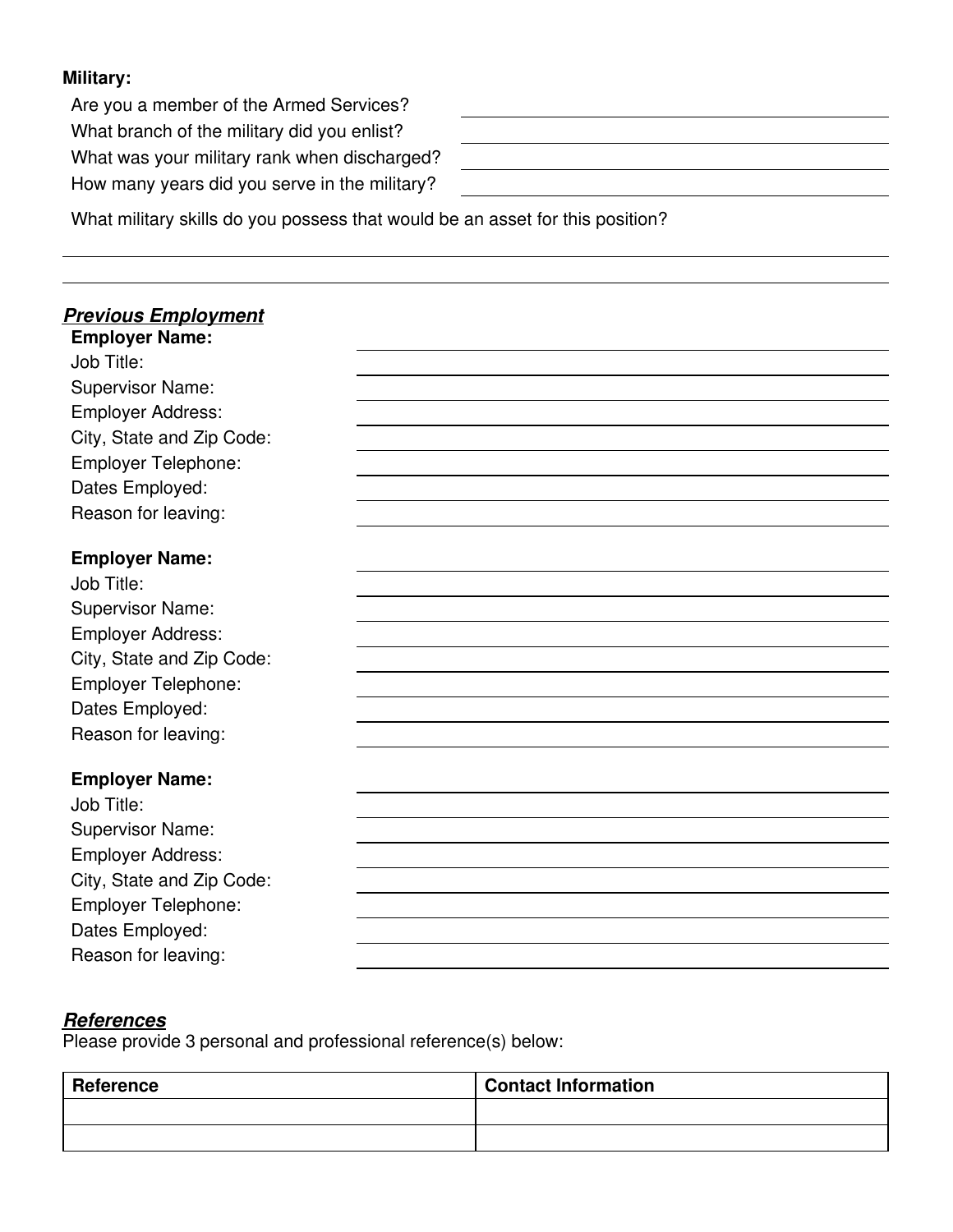**Military:**

Are you a member of the Armed Services? \_\_\_\_\_\_\_\_\_\_\_\_\_\_\_\_\_\_\_\_

What branch of the military did you enlist? \_\_\_\_\_\_\_\_\_\_\_\_\_\_\_\_\_\_\_\_

What was your military rank when discharged? \_\_\_\_\_\_\_\_\_\_\_\_\_\_\_\_\_\_\_\_

How many years did you serve in the military? \_\_\_\_\_\_\_\_\_\_\_\_\_\_\_\_\_\_\_\_

What military skills do you possess that would be an asset for this position?

\_\_\_\_\_\_\_\_\_\_\_\_\_\_\_\_\_\_\_\_\_\_\_\_\_\_\_\_\_\_\_\_\_\_\_\_\_\_\_\_\_\_\_\_\_\_\_\_\_\_\_\_\_\_\_\_\_\_\_\_

\_\_\_\_\_\_\_\_\_\_\_\_\_\_\_\_\_\_\_\_\_\_\_\_\_\_\_\_\_\_\_\_\_\_\_\_\_\_\_\_\_\_\_\_\_\_\_\_\_\_\_\_\_\_\_\_\_\_\_\_

## ***Previous Employment***

**Employer Name:** \_\_\_\_\_\_\_\_\_\_\_\_\_\_\_\_\_\_\_\_

Job Title: \_\_\_\_\_\_\_\_\_\_\_\_\_\_\_\_\_\_\_\_

Supervisor Name: \_\_\_\_\_\_\_\_\_\_\_\_\_\_\_\_\_\_\_\_

Employer Address: \_\_\_\_\_\_\_\_\_\_\_\_\_\_\_\_\_\_\_\_

City, State and Zip Code: \_\_\_\_\_\_\_\_\_\_\_\_\_\_\_\_\_\_\_\_

Employer Telephone: \_\_\_\_\_\_\_\_\_\_\_\_\_\_\_\_\_\_\_\_

Dates Employed: \_\_\_\_\_\_\_\_\_\_\_\_\_\_\_\_\_\_\_\_

Reason for leaving: \_\_\_\_\_\_\_\_\_\_\_\_\_\_\_\_\_\_\_\_

**Employer Name:** \_\_\_\_\_\_\_\_\_\_\_\_\_\_\_\_\_\_\_\_

Job Title: \_\_\_\_\_\_\_\_\_\_\_\_\_\_\_\_\_\_\_\_

Supervisor Name: \_\_\_\_\_\_\_\_\_\_\_\_\_\_\_\_\_\_\_\_

Employer Address: \_\_\_\_\_\_\_\_\_\_\_\_\_\_\_\_\_\_\_\_

City, State and Zip Code: \_\_\_\_\_\_\_\_\_\_\_\_\_\_\_\_\_\_\_\_

Employer Telephone: \_\_\_\_\_\_\_\_\_\_\_\_\_\_\_\_\_\_\_\_

Dates Employed: \_\_\_\_\_\_\_\_\_\_\_\_\_\_\_\_\_\_\_\_

Reason for leaving: \_\_\_\_\_\_\_\_\_\_\_\_\_\_\_\_\_\_\_\_

**Employer Name:** \_\_\_\_\_\_\_\_\_\_\_\_\_\_\_\_\_\_\_\_

Job Title: \_\_\_\_\_\_\_\_\_\_\_\_\_\_\_\_\_\_\_\_

Supervisor Name: \_\_\_\_\_\_\_\_\_\_\_\_\_\_\_\_\_\_\_\_

Employer Address: \_\_\_\_\_\_\_\_\_\_\_\_\_\_\_\_\_\_\_\_

City, State and Zip Code: \_\_\_\_\_\_\_\_\_\_\_\_\_\_\_\_\_\_\_\_

Employer Telephone: \_\_\_\_\_\_\_\_\_\_\_\_\_\_\_\_\_\_\_\_

Dates Employed: \_\_\_\_\_\_\_\_\_\_\_\_\_\_\_\_\_\_\_\_

Reason for leaving: \_\_\_\_\_\_\_\_\_\_\_\_\_\_\_\_\_\_\_\_

## ***References***

Please provide 3 personal and professional reference(s) below:

| Reference | Contact Information |
|---|---|
| | |
| | |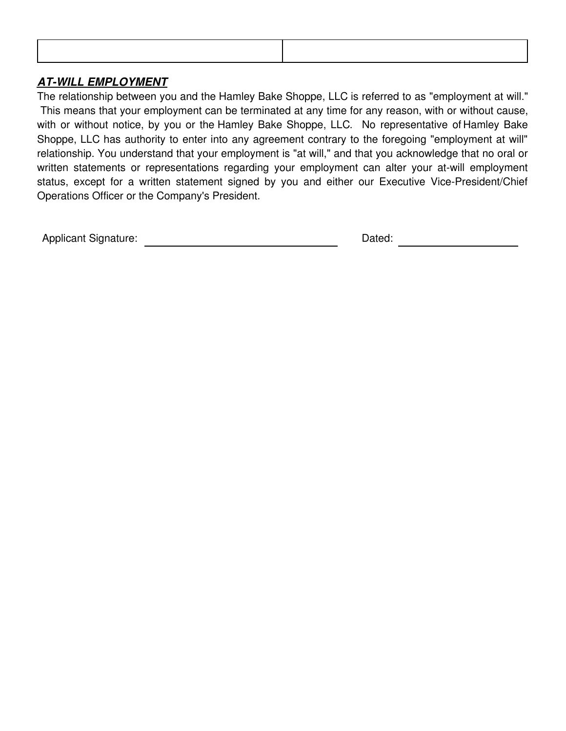| | |
|---|---|
| | |

***<u>AT-WILL EMPLOYMENT</u>***

The relationship between you and the Hamley Bake Shoppe, LLC is referred to as "employment at will." This means that your employment can be terminated at any time for any reason, with or without cause, with or without notice, by you or the Hamley Bake Shoppe, LLC. No representative of Hamley Bake Shoppe, LLC has authority to enter into any agreement contrary to the foregoing "employment at will" relationship. You understand that your employment is "at will," and that you acknowledge that no oral or written statements or representations regarding your employment can alter your at-will employment status, except for a written statement signed by you and either our Executive Vice-President/Chief Operations Officer or the Company's President.

Applicant Signature: ______________________________ Dated: ____________________